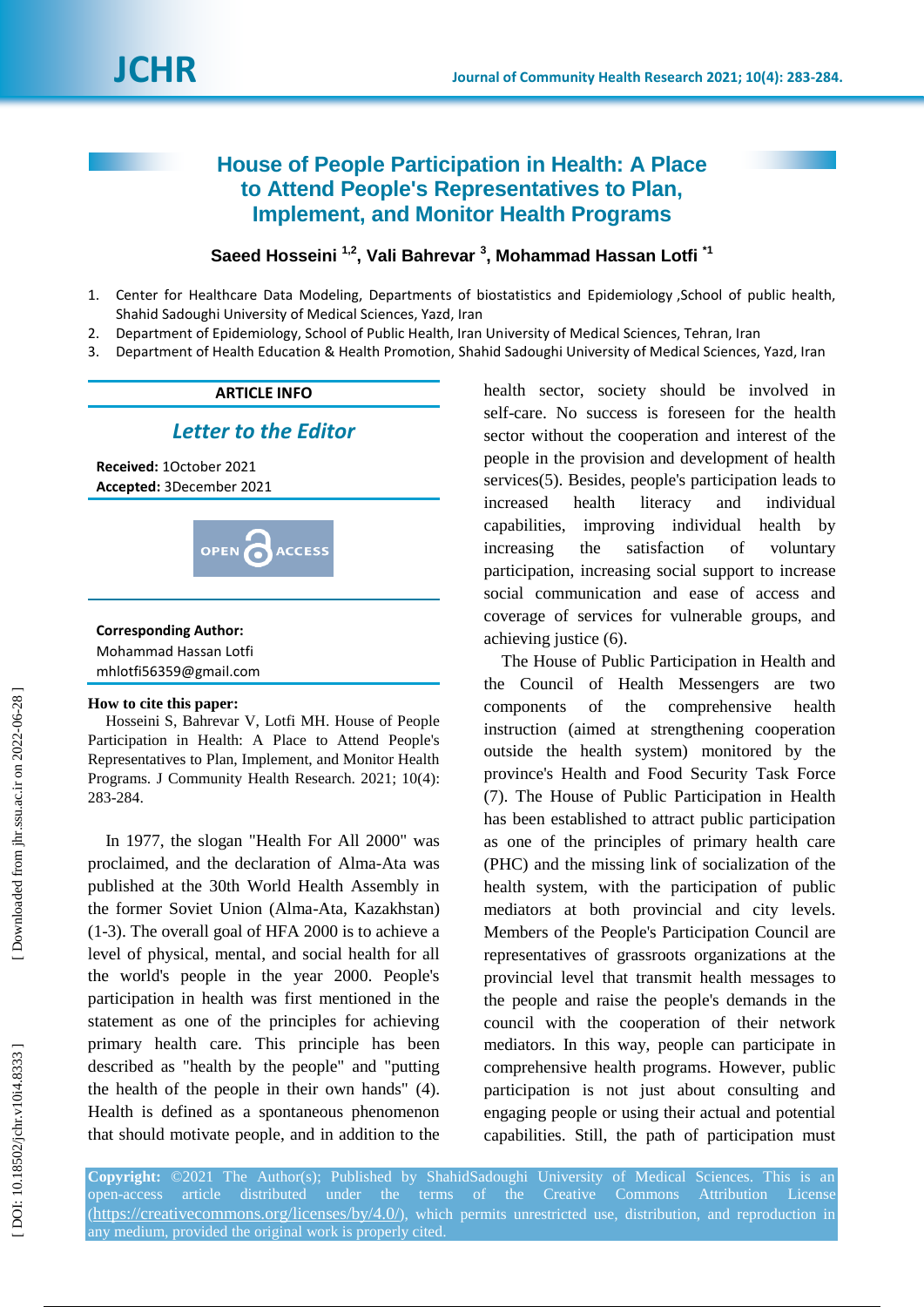# House of People Participation in Health: A Place to Attend People's Representatives to Plan, Implement, and Monitor Health Programs

**Saeed Hosseini [1,2], Vali Bahrevar [3], Mohammad Hassan Lotfi [*1]**

1. Center for Healthcare Data Modeling, Departments of biostatistics and Epidemiology ,School of public health, Shahid Sadoughi University of Medical Sciences, Yazd, Iran
2. Department of Epidemiology, School of Public Health, Iran University of Medical Sciences, Tehran, Iran
3. Department of Health Education & Health Promotion, Shahid Sadoughi University of Medical Sciences, Yazd, Iran

**ARTICLE INFO**

*Letter to the Editor*

**Received:** 1October 2021
**Accepted:** 3December 2021

OPEN ACCESS

**Corresponding Author:**
Mohammad Hassan Lotfi
mhlotfi56359@gmail.com

**How to cite this paper:**
Hosseini S, Bahrevar V, Lotfi MH. House of People Participation in Health: A Place to Attend People's Representatives to Plan, Implement, and Monitor Health Programs. J Community Health Research. 2021; 10(4): 283-284.

In 1977, the slogan "Health For All 2000" was proclaimed, and the declaration of Alma-Ata was published at the 30th World Health Assembly in the former Soviet Union (Alma-Ata, Kazakhstan) (1-3). The overall goal of HFA 2000 is to achieve a level of physical, mental, and social health for all the world's people in the year 2000. People's participation in health was first mentioned in the statement as one of the principles for achieving primary health care. This principle has been described as "health by the people" and "putting the health of the people in their own hands" (4). Health is defined as a spontaneous phenomenon that should motivate people, and in addition to the health sector, society should be involved in self-care. No success is foreseen for the health sector without the cooperation and interest of the people in the provision and development of health services(5). Besides, people's participation leads to increased health literacy and individual capabilities, improving individual health by increasing the satisfaction of voluntary participation, increasing social support to increase social communication and ease of access and coverage of services for vulnerable groups, and achieving justice (6).

The House of Public Participation in Health and the Council of Health Messengers are two components of the comprehensive health instruction (aimed at strengthening cooperation outside the health system) monitored by the province's Health and Food Security Task Force (7). The House of Public Participation in Health has been established to attract public participation as one of the principles of primary health care (PHC) and the missing link of socialization of the health system, with the participation of public mediators at both provincial and city levels. Members of the People's Participation Council are representatives of grassroots organizations at the provincial level that transmit health messages to the people and raise the people's demands in the council with the cooperation of their network mediators. In this way, people can participate in comprehensive health programs. However, public participation is not just about consulting and engaging people or using their actual and potential capabilities. Still, the path of participation must

**Copyright:** ©2021 The Author(s); Published by ShahidSadoughi University of Medical Sciences. This is an open-access article distributed under the terms of the Creative Commons Attribution License (https://creativecommons.org/licenses/by/4.0/), which permits unrestricted use, distribution, and reproduction in any medium, provided the original work is properly cited.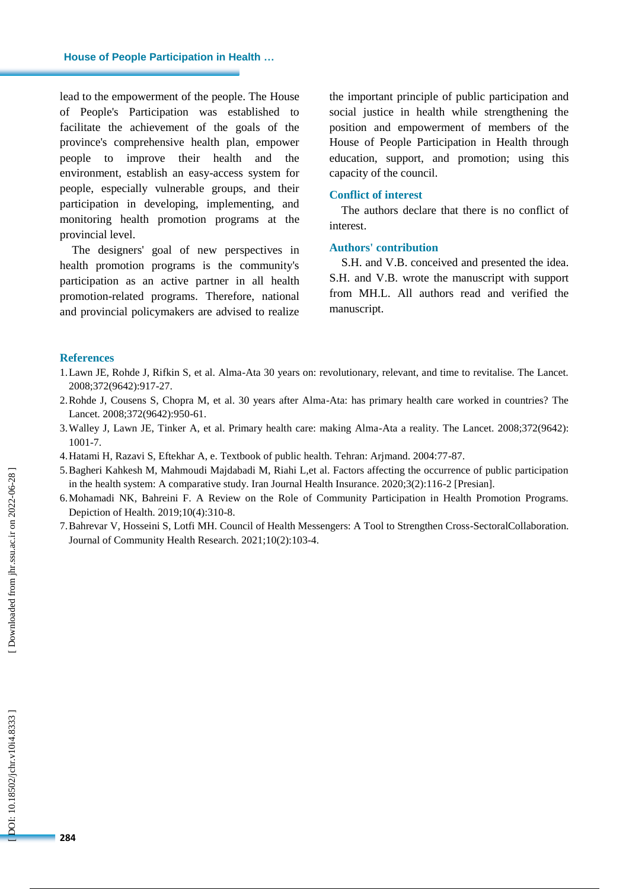lead to the empowerment of the people. The House of People's Participation was established to facilitate the achievement of the goals of the province's comprehensive health plan, empower people to improve their health and the environment, establish an easy-access system for people, especially vulnerable groups, and their participation in developing, implementing, and monitoring health promotion programs at the provincial level.

The designers' goal of new perspectives in health promotion programs is the community's participation as an active partner in all health promotion-related programs. Therefore, national and provincial policymakers are advised to realize the important principle of public participation and social justice in health while strengthening the position and empowerment of members of the House of People Participation in Health through education, support, and promotion; using this capacity of the council.

## Conflict of interest

The authors declare that there is no conflict of interest.

## Authors' contribution

S.H. and V.B. conceived and presented the idea. S.H. and V.B. wrote the manuscript with support from MH.L. All authors read and verified the manuscript.

## References

1. Lawn JE, Rohde J, Rifkin S, et al. Alma-Ata 30 years on: revolutionary, relevant, and time to revitalise. The Lancet. 2008;372(9642):917-27.
2. Rohde J, Cousens S, Chopra M, et al. 30 years after Alma-Ata: has primary health care worked in countries? The Lancet. 2008;372(9642):950-61.
3. Walley J, Lawn JE, Tinker A, et al. Primary health care: making Alma-Ata a reality. The Lancet. 2008;372(9642): 1001-7.
4. Hatami H, Razavi S, Eftekhar A, e. Textbook of public health. Tehran: Arjmand. 2004:77-87.
5. Bagheri Kahkesh M, Mahmoudi Majdabadi M, Riahi L,et al. Factors affecting the occurrence of public participation in the health system: A comparative study. Iran Journal Health Insurance. 2020;3(2):116-2 [Presian].
6. Mohamadi NK, Bahreini F. A Review on the Role of Community Participation in Health Promotion Programs. Depiction of Health. 2019;10(4):310-8.
7. Bahrevar V, Hosseini S, Lotfi MH. Council of Health Messengers: A Tool to Strengthen Cross-SectoralCollaboration. Journal of Community Health Research. 2021;10(2):103-4.